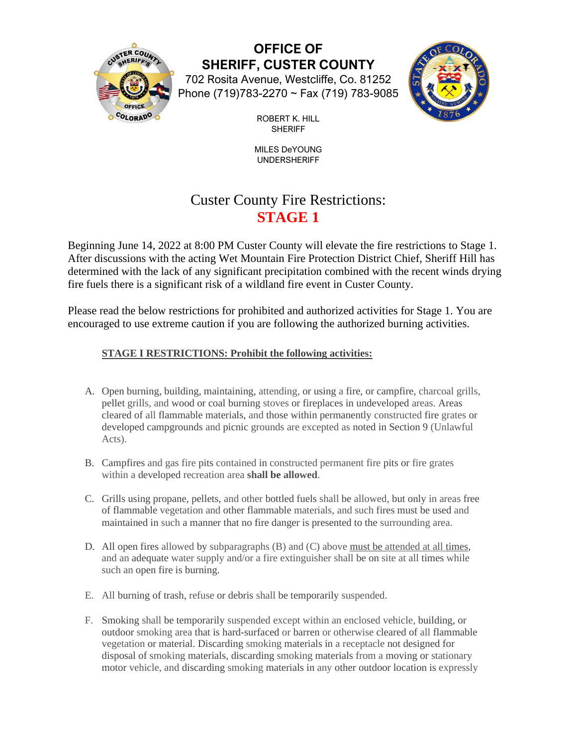# OFFICE OF SHERIFF, CUSTER COUNTY

702 Rosita Avenue, Westcliffe, Co. 81252
Phone (719)783-2270 ~ Fax (719) 783-9085

ROBERT K. HILL
SHERIFF

MILES DeYOUNG
UNDERSHERIFF

## Custer County Fire Restrictions: STAGE 1

Beginning June 14, 2022 at 8:00 PM Custer County will elevate the fire restrictions to Stage 1. After discussions with the acting Wet Mountain Fire Protection District Chief, Sheriff Hill has determined with the lack of any significant precipitation combined with the recent winds drying fire fuels there is a significant risk of a wildland fire event in Custer County.

Please read the below restrictions for prohibited and authorized activities for Stage 1. You are encouraged to use extreme caution if you are following the authorized burning activities.

**STAGE I RESTRICTIONS: Prohibit the following activities:**

A. Open burning, building, maintaining, attending, or using a fire, or campfire, charcoal grills, pellet grills, and wood or coal burning stoves or fireplaces in undeveloped areas. Areas cleared of all flammable materials, and those within permanently constructed fire grates or developed campgrounds and picnic grounds are excepted as noted in Section 9 (Unlawful Acts).

B. Campfires and gas fire pits contained in constructed permanent fire pits or fire grates within a developed recreation area **shall be allowed**.

C. Grills using propane, pellets, and other bottled fuels shall be allowed, but only in areas free of flammable vegetation and other flammable materials, and such fires must be used and maintained in such a manner that no fire danger is presented to the surrounding area.

D. All open fires allowed by subparagraphs (B) and (C) above must be attended at all times, and an adequate water supply and/or a fire extinguisher shall be on site at all times while such an open fire is burning.

E. All burning of trash, refuse or debris shall be temporarily suspended.

F. Smoking shall be temporarily suspended except within an enclosed vehicle, building, or outdoor smoking area that is hard-surfaced or barren or otherwise cleared of all flammable vegetation or material. Discarding smoking materials in a receptacle not designed for disposal of smoking materials, discarding smoking materials from a moving or stationary motor vehicle, and discarding smoking materials in any other outdoor location is expressly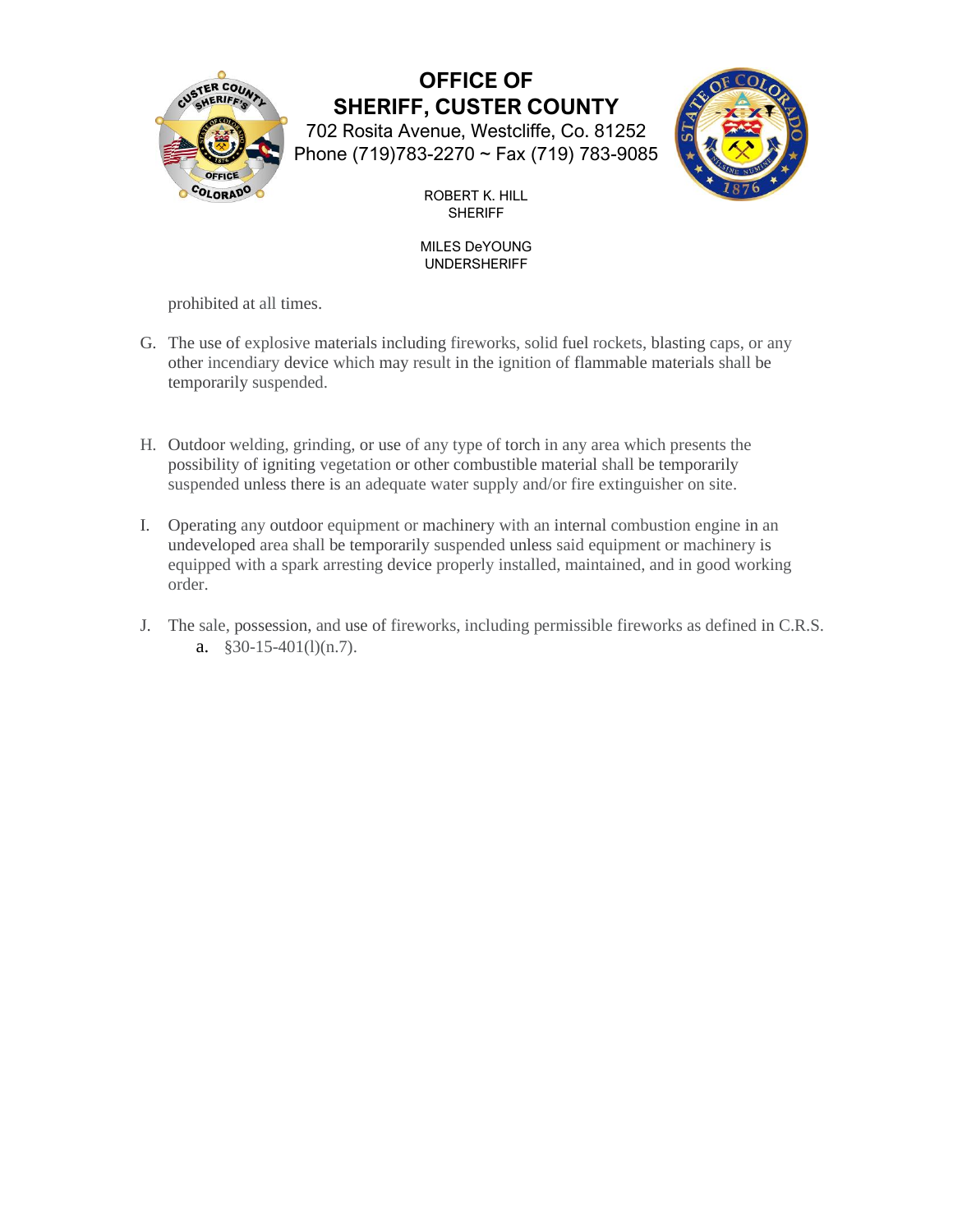prohibited at all times.

G. The use of explosive materials including fireworks, solid fuel rockets, blasting caps, or any other incendiary device which may result in the ignition of flammable materials shall be temporarily suspended.

H. Outdoor welding, grinding, or use of any type of torch in any area which presents the possibility of igniting vegetation or other combustible material shall be temporarily suspended unless there is an adequate water supply and/or fire extinguisher on site.

I. Operating any outdoor equipment or machinery with an internal combustion engine in an undeveloped area shall be temporarily suspended unless said equipment or machinery is equipped with a spark arresting device properly installed, maintained, and in good working order.

J. The sale, possession, and use of fireworks, including permissible fireworks as defined in C.R.S.
   a. §30-15-401(l)(n.7).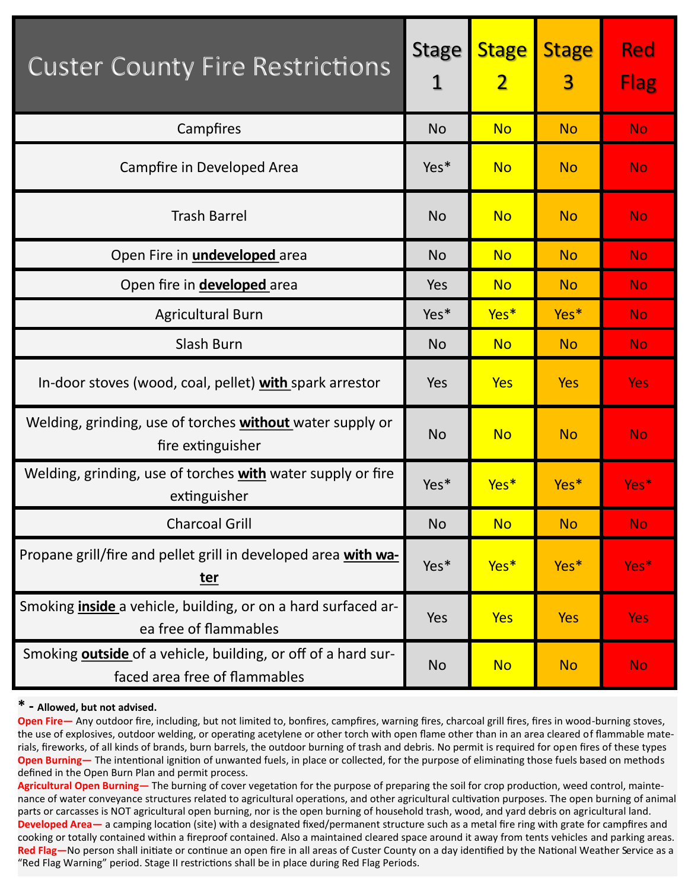| Custer County Fire Restrictions | Stage 1 | Stage 2 | Stage 3 | Red Flag |
|---|---|---|---|---|
| Campfires | No | No | No | No |
| Campfire in Developed Area | Yes* | No | No | No |
| Trash Barrel | No | No | No | No |
| Open Fire in **undeveloped** area | No | No | No | No |
| Open fire in **developed** area | Yes | No | No | No |
| Agricultural Burn | Yes* | Yes* | Yes* | No |
| Slash Burn | No | No | No | No |
| In-door stoves (wood, coal, pellet) **with** spark arrestor | Yes | Yes | Yes | Yes |
| Welding, grinding, use of torches **without** water supply or fire extinguisher | No | No | No | No |
| Welding, grinding, use of torches **with** water supply or fire extinguisher | Yes* | Yes* | Yes* | Yes* |
| Charcoal Grill | No | No | No | No |
| Propane grill/fire and pellet grill in developed area **with water** | Yes* | Yes* | Yes* | Yes* |
| Smoking **inside** a vehicle, building, or on a hard surfaced area free of flammables | Yes | Yes | Yes | Yes |
| Smoking **outside** of a vehicle, building, or off of a hard surfaced area free of flammables | No | No | No | No |

**\* - Allowed, but not advised.**

**Open Fire—** Any outdoor fire, including, but not limited to, bonfires, campfires, warning fires, charcoal grill fires, fires in wood-burning stoves, the use of explosives, outdoor welding, or operating acetylene or other torch with open flame other than in an area cleared of flammable materials, fireworks, of all kinds of brands, burn barrels, the outdoor burning of trash and debris. No permit is required for open fires of these types

**Open Burning—** The intentional ignition of unwanted fuels, in place or collected, for the purpose of eliminating those fuels based on methods defined in the Open Burn Plan and permit process.

**Agricultural Open Burning—** The burning of cover vegetation for the purpose of preparing the soil for crop production, weed control, maintenance of water conveyance structures related to agricultural operations, and other agricultural cultivation purposes. The open burning of animal parts or carcasses is NOT agricultural open burning, nor is the open burning of household trash, wood, and yard debris on agricultural land.

**Developed Area—** a camping location (site) with a designated fixed/permanent structure such as a metal fire ring with grate for campfires and cooking or totally contained within a fireproof contained. Also a maintained cleared space around it away from tents vehicles and parking areas.

**Red Flag—** No person shall initiate or continue an open fire in all areas of Custer County on a day identified by the National Weather Service as a "Red Flag Warning" period. Stage II restrictions shall be in place during Red Flag Periods.